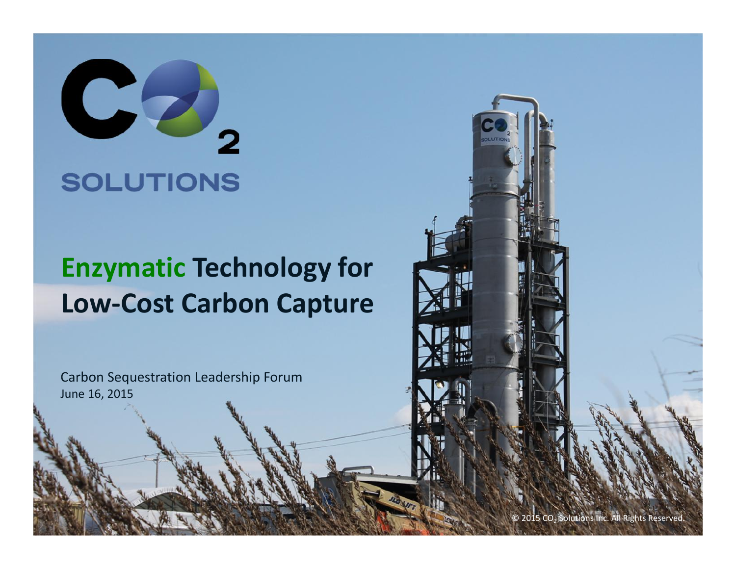# $CO_2$ SOLUTIONS

# Enzymatic Technology for Low-Cost Carbon Capture

Carbon Sequestration Leadership Forum
June 16, 2015

© 2015 $CO_2$ Solutions Inc. All Rights Reserved.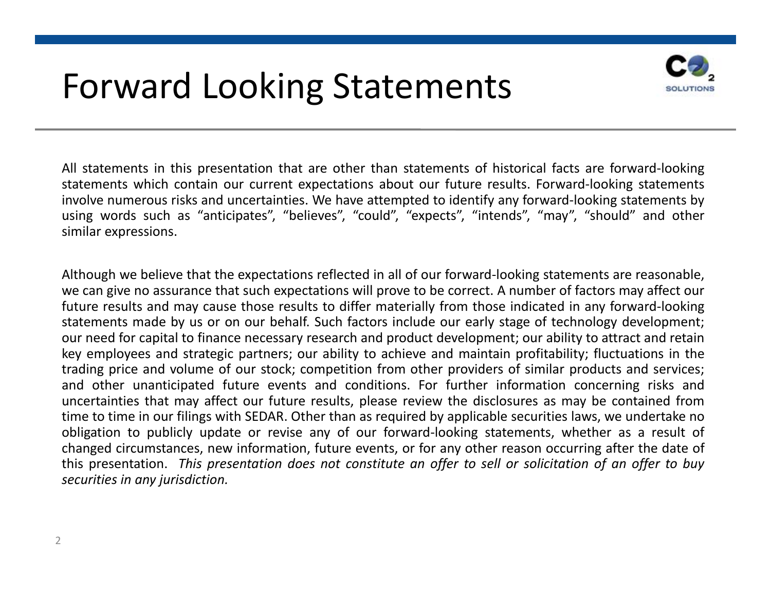# Forward Looking Statements

All statements in this presentation that are other than statements of historical facts are forward-looking statements which contain our current expectations about our future results. Forward-looking statements involve numerous risks and uncertainties. We have attempted to identify any forward-looking statements by using words such as “anticipates”, “believes”, “could”, “expects”, “intends”, “may”, “should” and other similar expressions.

Although we believe that the expectations reflected in all of our forward-looking statements are reasonable, we can give no assurance that such expectations will prove to be correct. A number of factors may affect our future results and may cause those results to differ materially from those indicated in any forward-looking statements made by us or on our behalf. Such factors include our early stage of technology development; our need for capital to finance necessary research and product development; our ability to attract and retain key employees and strategic partners; our ability to achieve and maintain profitability; fluctuations in the trading price and volume of our stock; competition from other providers of similar products and services; and other unanticipated future events and conditions. For further information concerning risks and uncertainties that may affect our future results, please review the disclosures as may be contained from time to time in our filings with SEDAR. Other than as required by applicable securities laws, we undertake no obligation to publicly update or revise any of our forward-looking statements, whether as a result of changed circumstances, new information, future events, or for any other reason occurring after the date of this presentation. *This presentation does not constitute an offer to sell or solicitation of an offer to buy securities in any jurisdiction.*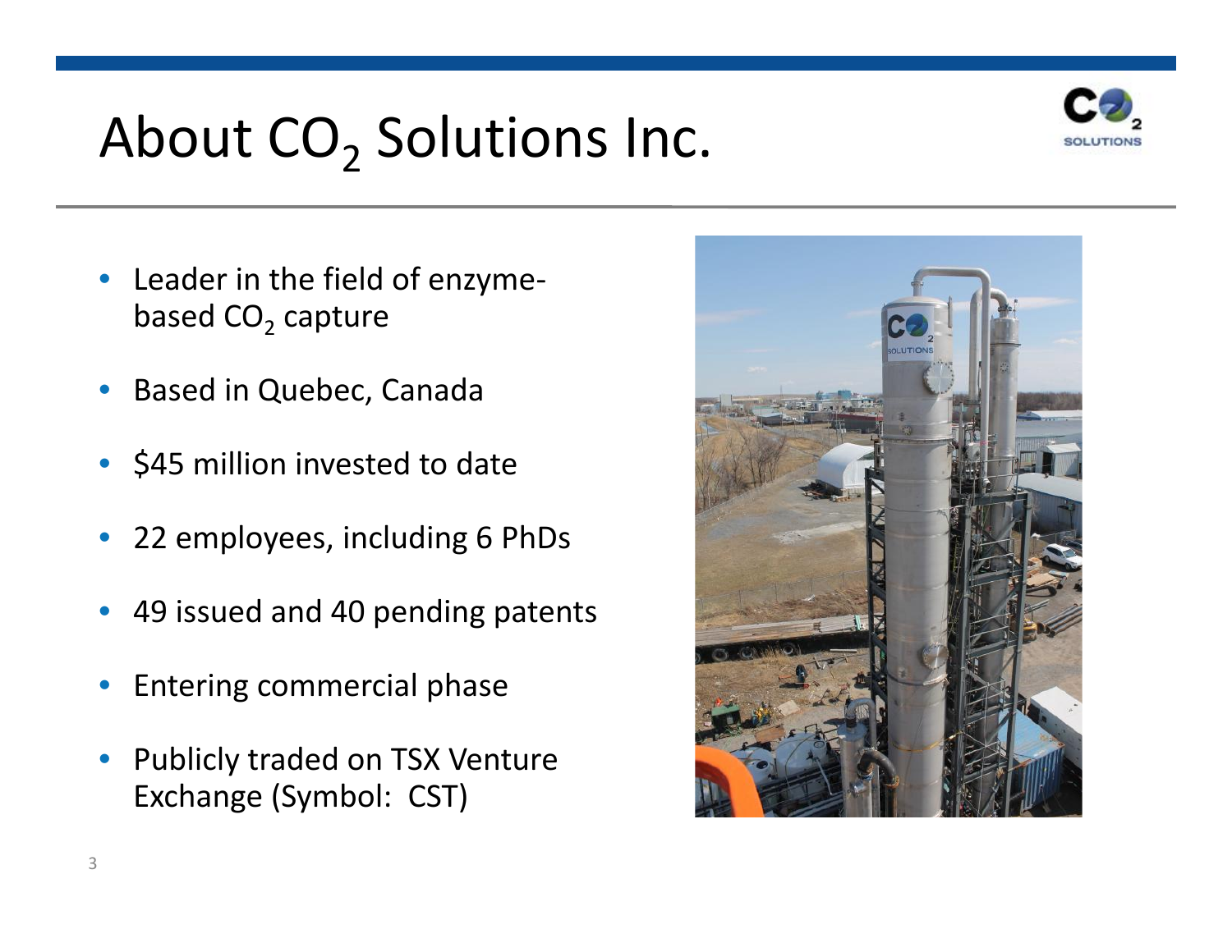# About $CO_2$ Solutions Inc.

- Leader in the field of enzyme-based $CO_2$ capture
- Based in Quebec, Canada
- $45 million invested to date
- 22 employees, including 6 PhDs
- 49 issued and 40 pending patents
- Entering commercial phase
- Publicly traded on TSX Venture Exchange (Symbol: CST)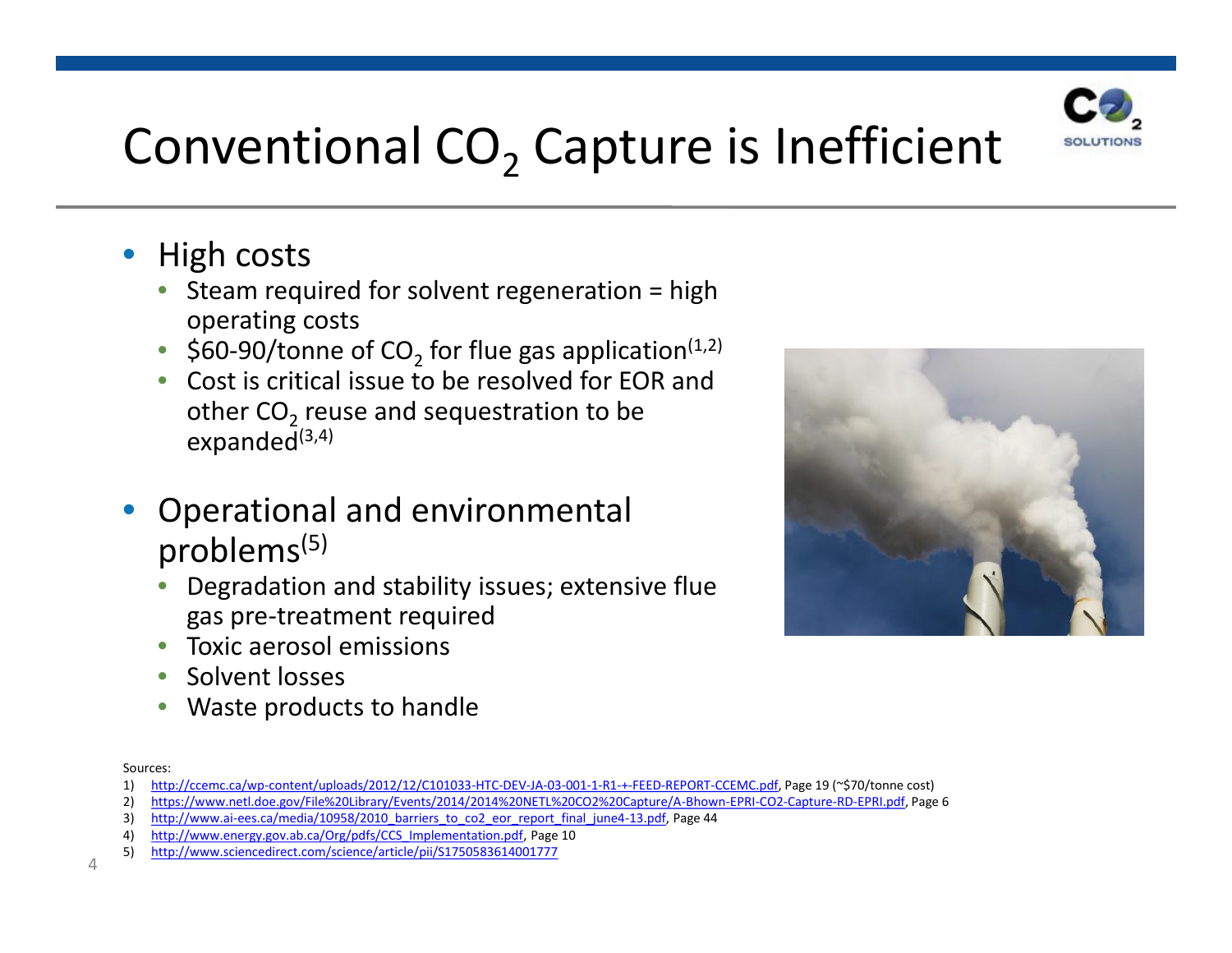# Conventional $CO_2$ Capture is Inefficient

- High costs
  - Steam required for solvent regeneration = high operating costs
  - \$60-90/tonne of $CO_2$ for flue gas application[1,2]
  - Cost is critical issue to be resolved for EOR and other $CO_2$ reuse and sequestration to be expanded[3,4]
- Operational and environmental problems[5]
  - Degradation and stability issues; extensive flue gas pre-treatment required
  - Toxic aerosol emissions
  - Solvent losses
  - Waste products to handle

Sources:

1) http://ccemc.ca/wp-content/uploads/2012/12/C101033-HTC-DEV-JA-03-001-1-R1-+-FEED-REPORT-CCEMC.pdf, Page 19 (~\$70/tonne cost)
2) https://www.netl.doe.gov/File%20Library/Events/2014/2014%20NETL%20CO2%20Capture/A-Bhown-EPRI-CO2-Capture-RD-EPRI.pdf, Page 6
3) http://www.ai-ees.ca/media/10958/2010_barriers_to_co2_eor_report_final_june4-13.pdf, Page 44
4) http://www.energy.gov.ab.ca/Org/pdfs/CCS_Implementation.pdf, Page 10
5) http://www.sciencedirect.com/science/article/pii/S1750583614001777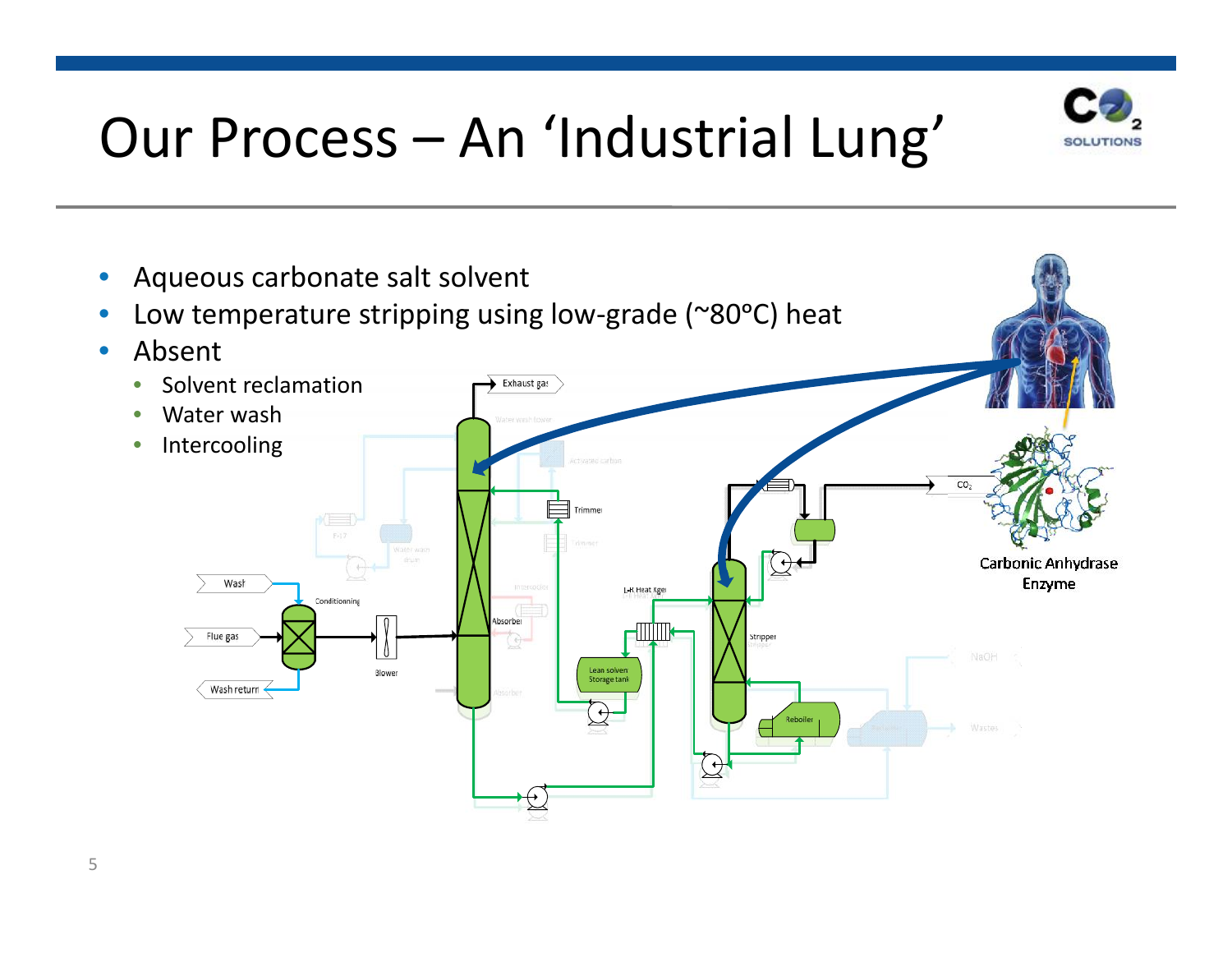# Our Process – An 'Industrial Lung'

- Aqueous carbonate salt solvent
- Low temperature stripping using low-grade (~80ºC) heat
- Absent
  - Solvent reclamation
  - Water wash
  - Intercooling

Carbonic Anhydrase Enzyme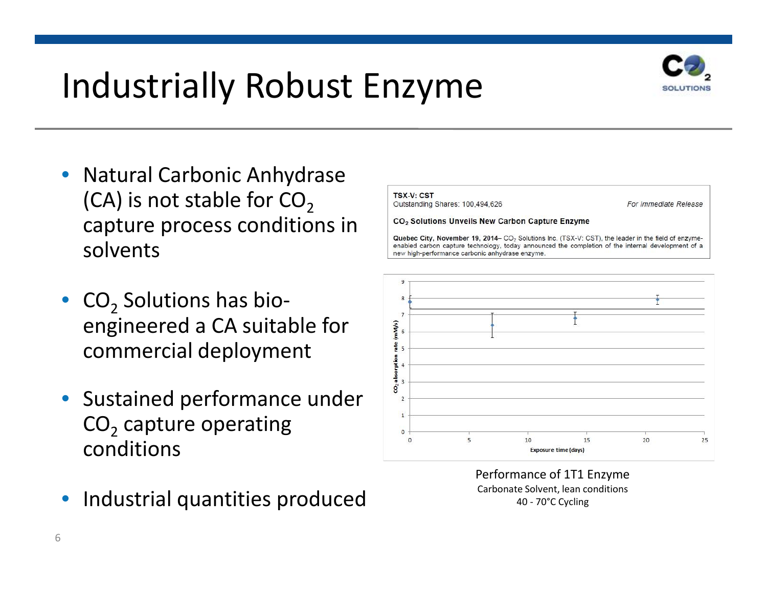# Industrially Robust Enzyme

- Natural Carbonic Anhydrase (CA) is not stable for $CO_2$ capture process conditions in solvents
- $CO_2$ Solutions has bio-engineered a CA suitable for commercial deployment
- Sustained performance under $CO_2$ capture operating conditions
- Industrial quantities produced

TSX-V: CST
Outstanding Shares: 100,494,626 *For Immediate Release*

**$CO_2$ Solutions Unveils New Carbon Capture Enzyme**

**Quebec City, November 19, 2014**– $CO_2$ Solutions Inc. (TSX-V: CST), the leader in the field of enzyme-enabled carbon capture technology, today announced the completion of the internal development of a new high-performance carbonic anhydrase enzyme.

Performance of 1T1 Enzyme
Carbonate Solvent, lean conditions
40 - 70°C Cycling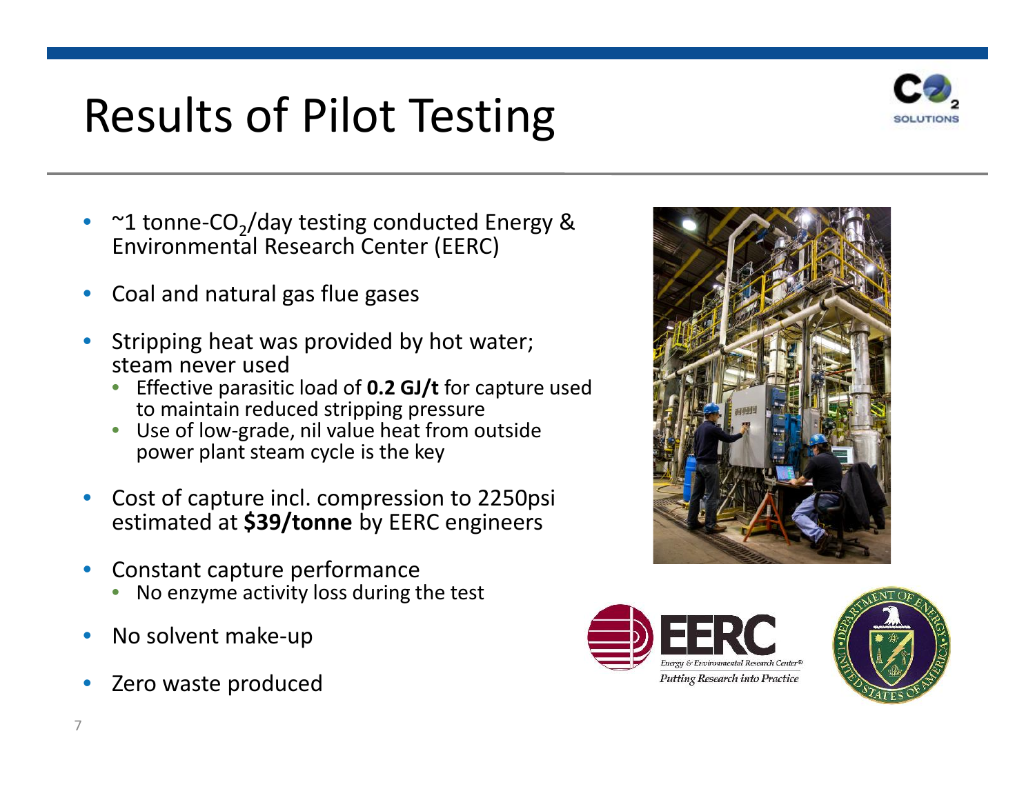# Results of Pilot Testing

- ~1 tonne-$CO_2$/day testing conducted Energy & Environmental Research Center (EERC)
- Coal and natural gas flue gases
- Stripping heat was provided by hot water; steam never used
  - Effective parasitic load of **0.2 GJ/t** for capture used to maintain reduced stripping pressure
  - Use of low-grade, nil value heat from outside power plant steam cycle is the key
- Cost of capture incl. compression to 2250psi estimated at **$39/tonne** by EERC engineers
- Constant capture performance
  - No enzyme activity loss during the test
- No solvent make-up
- Zero waste produced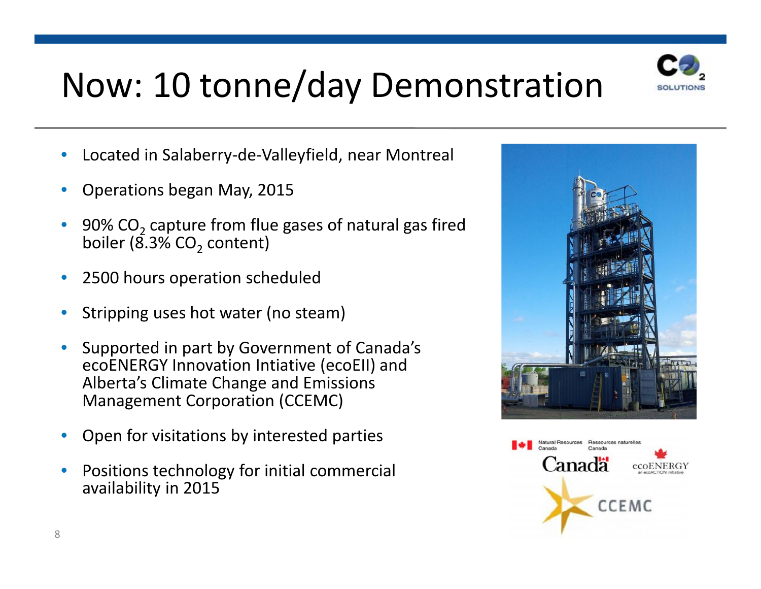# Now: 10 tonne/day Demonstration

- Located in Salaberry-de-Valleyfield, near Montreal
- Operations began May, 2015
- 90% $CO_2$ capture from flue gases of natural gas fired boiler (8.3% $CO_2$ content)
- 2500 hours operation scheduled
- Stripping uses hot water (no steam)
- Supported in part by Government of Canada's ecoENERGY Innovation Intiative (ecoEII) and Alberta's Climate Change and Emissions Management Corporation (CCEMC)
- Open for visitations by interested parties
- Positions technology for initial commercial availability in 2015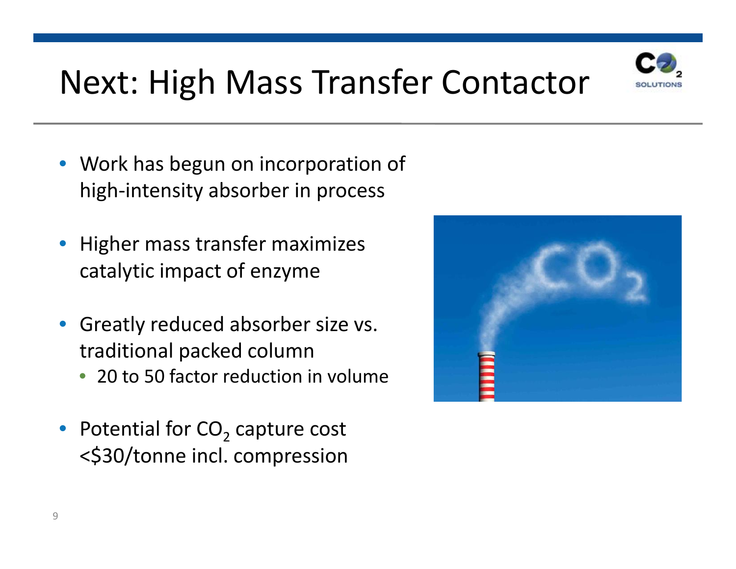# Next: High Mass Transfer Contactor

- Work has begun on incorporation of high-intensity absorber in process
- Higher mass transfer maximizes catalytic impact of enzyme
- Greatly reduced absorber size vs. traditional packed column
  - 20 to 50 factor reduction in volume
- Potential for $CO_2$ capture cost <$30/tonne incl. compression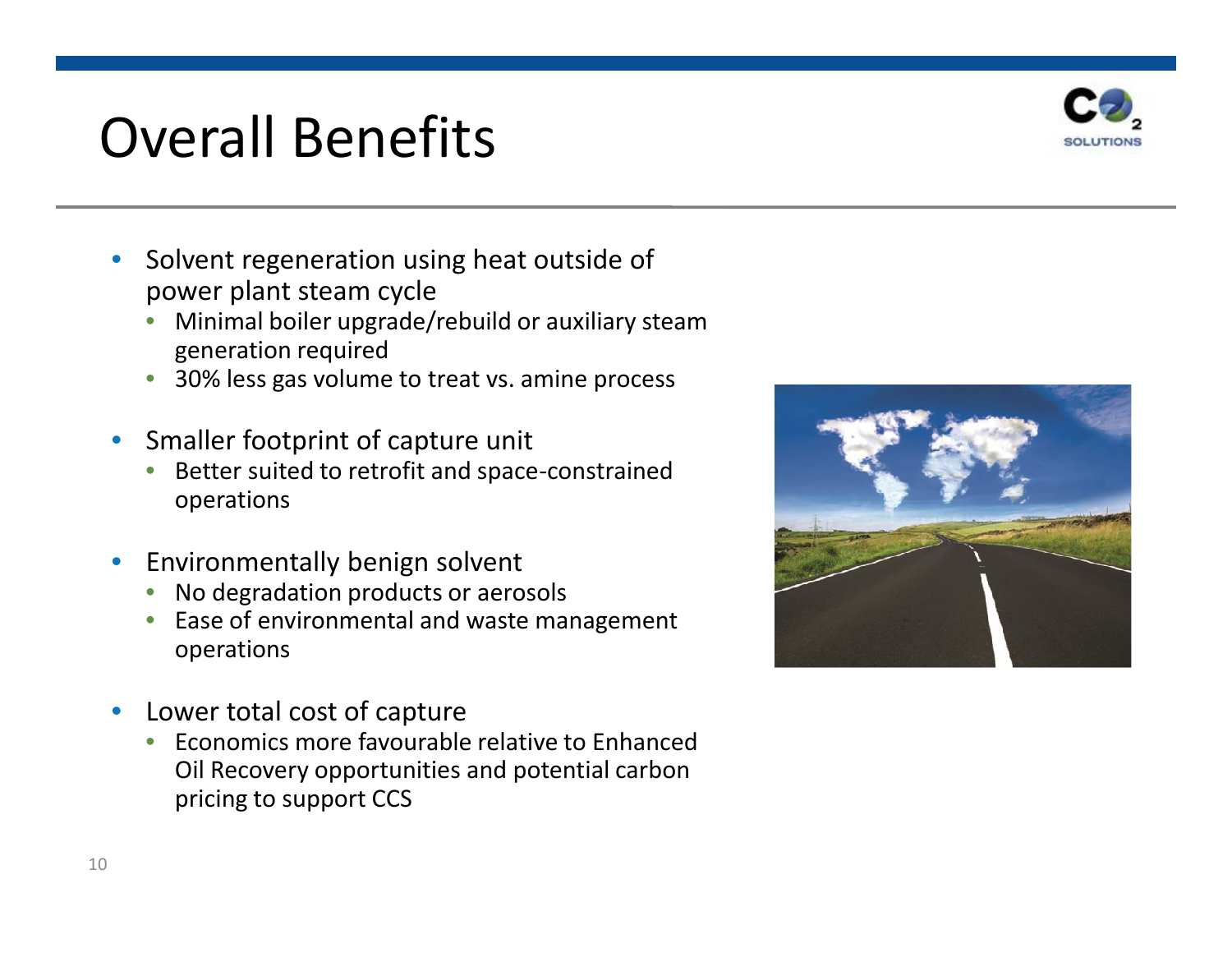# Overall Benefits

- Solvent regeneration using heat outside of power plant steam cycle
  - Minimal boiler upgrade/rebuild or auxiliary steam generation required
  - 30% less gas volume to treat vs. amine process
- Smaller footprint of capture unit
  - Better suited to retrofit and space-constrained operations
- Environmentally benign solvent
  - No degradation products or aerosols
  - Ease of environmental and waste management operations
- Lower total cost of capture
  - Economics more favourable relative to Enhanced Oil Recovery opportunities and potential carbon pricing to support CCS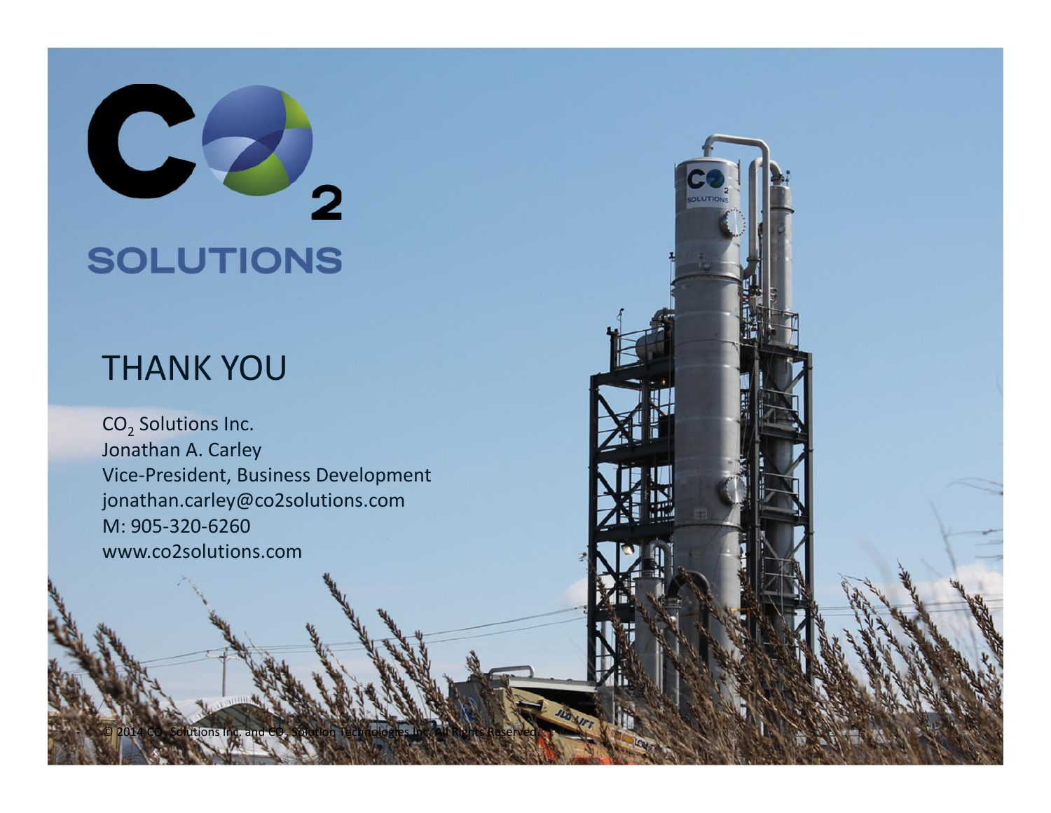# THANK YOU

$CO_2$ Solutions Inc.
Jonathan A. Carley
Vice-President, Business Development
jonathan.carley@co2solutions.com
M: 905-320-6260
www.co2solutions.com

© 2014 $CO_2$ Solutions Inc. and $CO_2$ Solution Technologies Inc. All Rights Reserved.